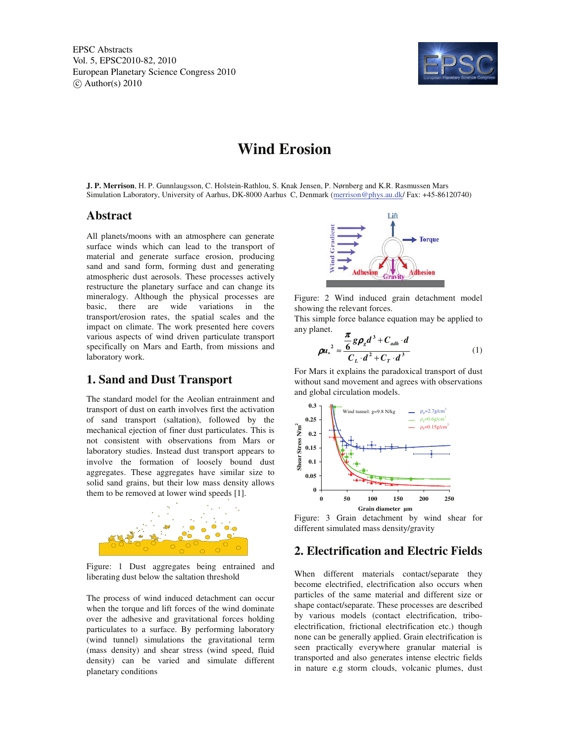EPSC Abstracts
Vol. 5, EPSC2010-82, 2010
European Planetary Science Congress 2010
© Author(s) 2010

# Wind Erosion

**J. P. Merrison**, H. P. Gunnlaugsson, C. Holstein-Rathlou, S. Knak Jensen, P. Nørnberg and K.R. Rasmussen Mars Simulation Laboratory, University of Aarhus, DK-8000 Aarhus C, Denmark (merrison@phys.au.dk/ Fax: +45-86120740)

## Abstract

All planets/moons with an atmosphere can generate surface winds which can lead to the transport of material and generate surface erosion, producing sand and sand form, forming dust and generating atmospheric dust aerosols. These processes actively restructure the planetary surface and can change its mineralogy. Although the physical processes are basic, there are wide variations in the transport/erosion rates, the spatial scales and the impact on climate. The work presented here covers various aspects of wind driven particulate transport specifically on Mars and Earth, from missions and laboratory work.

## 1. Sand and Dust Transport

The standard model for the Aeolian entrainment and transport of dust on earth involves first the activation of sand transport (saltation), followed by the mechanical ejection of finer dust particulates. This is not consistent with observations from Mars or laboratory studies. Instead dust transport appears to involve the formation of loosely bound dust aggregates. These aggregates have similar size to solid sand grains, but their low mass density allows them to be removed at lower wind speeds [1].

Figure: 1 Dust aggregates being entrained and liberating dust below the saltation threshold

The process of wind induced detachment can occur when the torque and lift forces of the wind dominate over the adhesive and gravitational forces holding particulates to a surface. By performing laboratory (wind tunnel) simulations the gravitational term (mass density) and shear stress (wind speed, fluid density) can be varied and simulate different planetary conditions

Figure: 2 Wind induced grain detachment model showing the relevant forces.

This simple force balance equation may be applied to any planet.

$$\rho u_*^2 \approx \frac{\frac{\pi}{6} g \rho_g d^3 + C_{adh} \cdot d}{C_L \cdot d^2 + C_T \cdot d^3} \qquad (1)$$

For Mars it explains the paradoxical transport of dust without sand movement and agrees with observations and global circulation models.

Figure: 3 Grain detachment by wind shear for different simulated mass density/gravity

## 2. Electrification and Electric Fields

When different materials contact/separate they become electrified, electrification also occurs when particles of the same material and different size or shape contact/separate. These processes are described by various models (contact electrification, tribo-electrification, frictional electrification etc.) though none can be generally applied. Grain electrification is seen practically everywhere granular material is transported and also generates intense electric fields in nature e.g storm clouds, volcanic plumes, dust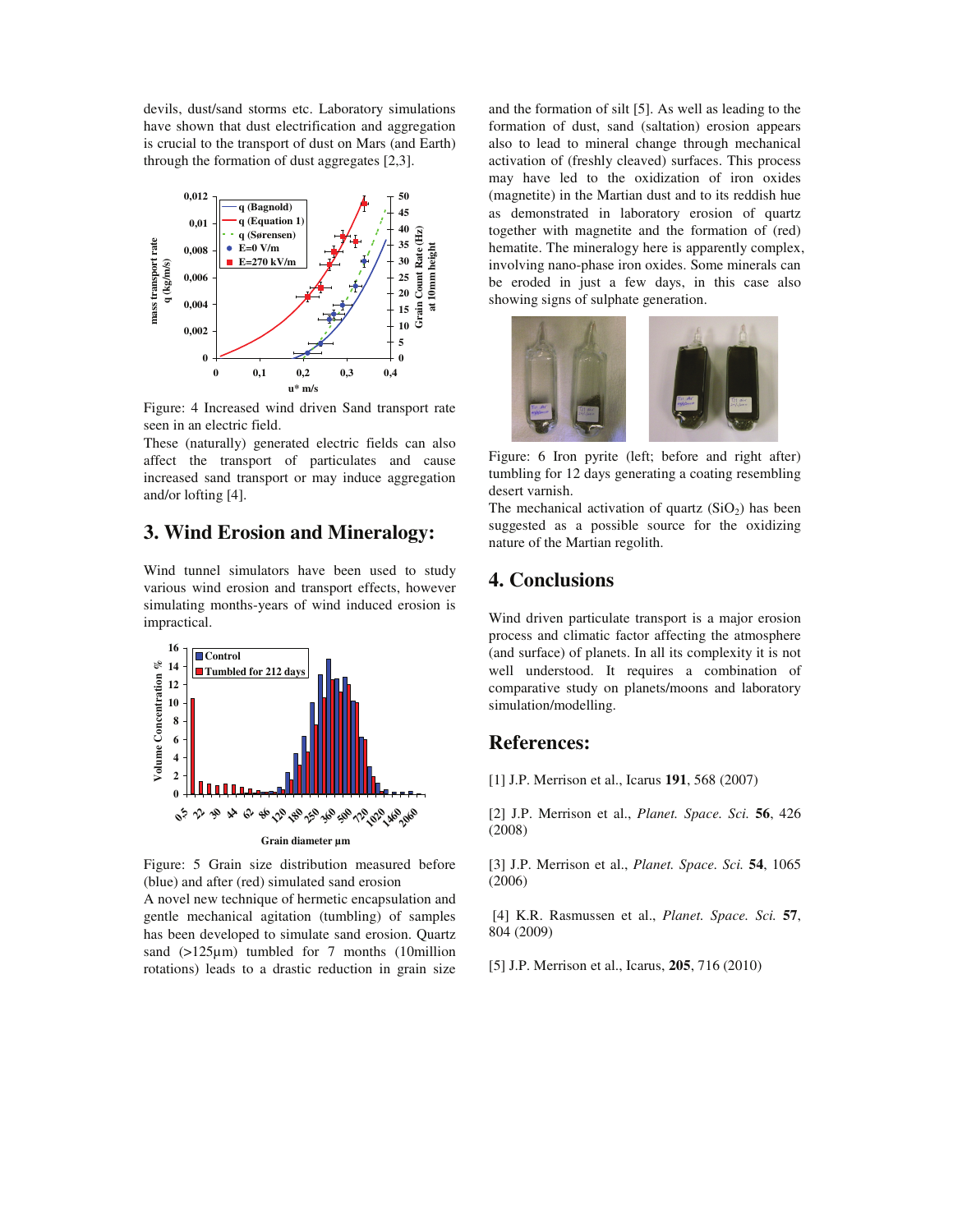devils, dust/sand storms etc. Laboratory simulations have shown that dust electrification and aggregation is crucial to the transport of dust on Mars (and Earth) through the formation of dust aggregates [2,3].

0,012
0,01
0,008
0,006
0,004
0,002
0
mass transport rate q (kg/m/s)
0 0,1 0,2 0,3 0,4
u* m/s
50 45 40 35 30 25 20 15 10 5 0
Grain Count Rate (Hz) at 10mm height
q (Bagnold)
q (Equation 1)
q (Sørensen)
E=0 V/m
E=270 kV/m

Figure: 4 Increased wind driven Sand transport rate seen in an electric field.

These (naturally) generated electric fields can also affect the transport of particulates and cause increased sand transport or may induce aggregation and/or lofting [4].

## 3. Wind Erosion and Mineralogy:

Wind tunnel simulators have been used to study various wind erosion and transport effects, however simulating months-years of wind induced erosion is impractical.

16
14
12
10
8
6
4
2
0
Volume Concentration %
Control
Tumbled for 212 days
0.5 22 30 44 62 86 120 180 250 360 500 720 1020 1460 2060
Grain diameter µm

Figure: 5 Grain size distribution measured before (blue) and after (red) simulated sand erosion

A novel new technique of hermetic encapsulation and gentle mechanical agitation (tumbling) of samples has been developed to simulate sand erosion. Quartz sand (>125µm) tumbled for 7 months (10million rotations) leads to a drastic reduction in grain size and the formation of silt [5]. As well as leading to the formation of dust, sand (saltation) erosion appears also to lead to mineral change through mechanical activation of (freshly cleaved) surfaces. This process may have led to the oxidization of iron oxides (magnetite) in the Martian dust and to its reddish hue as demonstrated in laboratory erosion of quartz together with magnetite and the formation of (red) hematite. The mineralogy here is apparently complex, involving nano-phase iron oxides. Some minerals can be eroded in just a few days, in this case also showing signs of sulphate generation.

Figure: 6 Iron pyrite (left; before and right after) tumbling for 12 days generating a coating resembling desert varnish.

The mechanical activation of quartz ($SiO_2$) has been suggested as a possible source for the oxidizing nature of the Martian regolith.

## 4. Conclusions

Wind driven particulate transport is a major erosion process and climatic factor affecting the atmosphere (and surface) of planets. In all its complexity it is not well understood. It requires a combination of comparative study on planets/moons and laboratory simulation/modelling.

## References:

[1] J.P. Merrison et al., Icarus **191**, 568 (2007)

[2] J.P. Merrison et al., *Planet. Space. Sci.* **56**, 426 (2008)

[3] J.P. Merrison et al., *Planet. Space. Sci.* **54**, 1065 (2006)

[4] K.R. Rasmussen et al., *Planet. Space. Sci.* **57**, 804 (2009)

[5] J.P. Merrison et al., Icarus, **205**, 716 (2010)